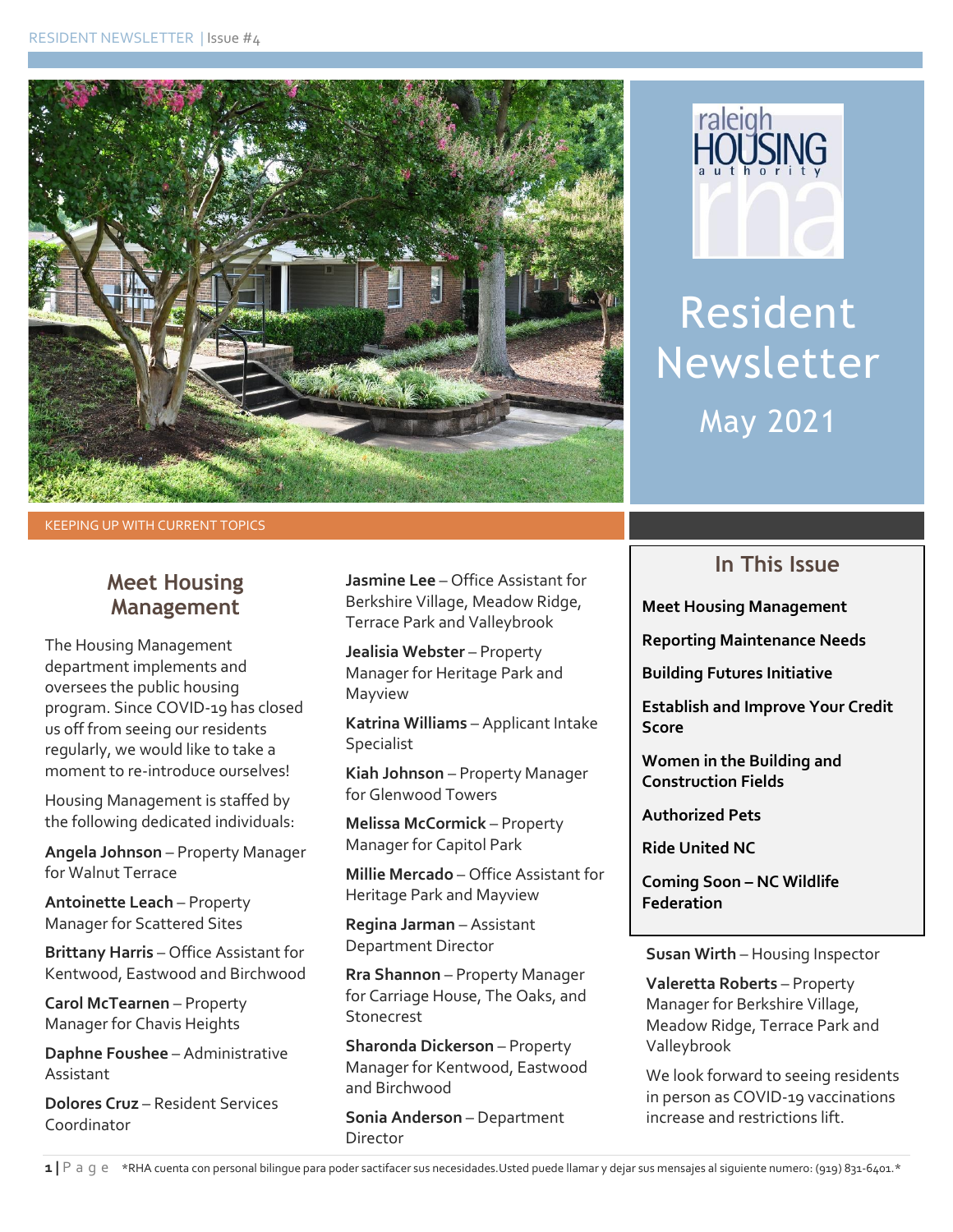# Resident Newsletter

May 2021

KEEPING UP WITH CURRENT TOPICS

## In This Issue

- **Meet Housing Management**
- **Reporting Maintenance Needs**
- **Building Futures Initiative**
- **Establish and Improve Your Credit Score**
- **Women in the Building and Construction Fields**
- **Authorized Pets**
- **Ride United NC**
- **Coming Soon – NC Wildlife Federation**

## Meet Housing Management

The Housing Management department implements and oversees the public housing program. Since COVID-19 has closed us off from seeing our residents regularly, we would like to take a moment to re-introduce ourselves!

Housing Management is staffed by the following dedicated individuals:

**Angela Johnson** – Property Manager for Walnut Terrace

**Antoinette Leach** – Property Manager for Scattered Sites

**Brittany Harris** – Office Assistant for Kentwood, Eastwood and Birchwood

**Carol McTearnen** – Property Manager for Chavis Heights

**Daphne Foushee** – Administrative Assistant

**Dolores Cruz** – Resident Services Coordinator

**Jasmine Lee** – Office Assistant for Berkshire Village, Meadow Ridge, Terrace Park and Valleybrook

**Jealisia Webster** – Property Manager for Heritage Park and Mayview

**Katrina Williams** – Applicant Intake Specialist

**Kiah Johnson** – Property Manager for Glenwood Towers

**Melissa McCormick** – Property Manager for Capitol Park

**Millie Mercado** – Office Assistant for Heritage Park and Mayview

**Regina Jarman** – Assistant Department Director

**Rra Shannon** – Property Manager for Carriage House, The Oaks, and Stonecrest

**Sharonda Dickerson** – Property Manager for Kentwood, Eastwood and Birchwood

**Sonia Anderson** – Department Director

**Susan Wirth** – Housing Inspector

**Valeretta Roberts** – Property Manager for Berkshire Village, Meadow Ridge, Terrace Park and Valleybrook

We look forward to seeing residents in person as COVID-19 vaccinations increase and restrictions lift.

*RHA cuenta con personal bilingue para poder sactifacer sus necesidades.Usted puede llamar y dejar sus mensajes al siguiente numero: (919) 831-6401.*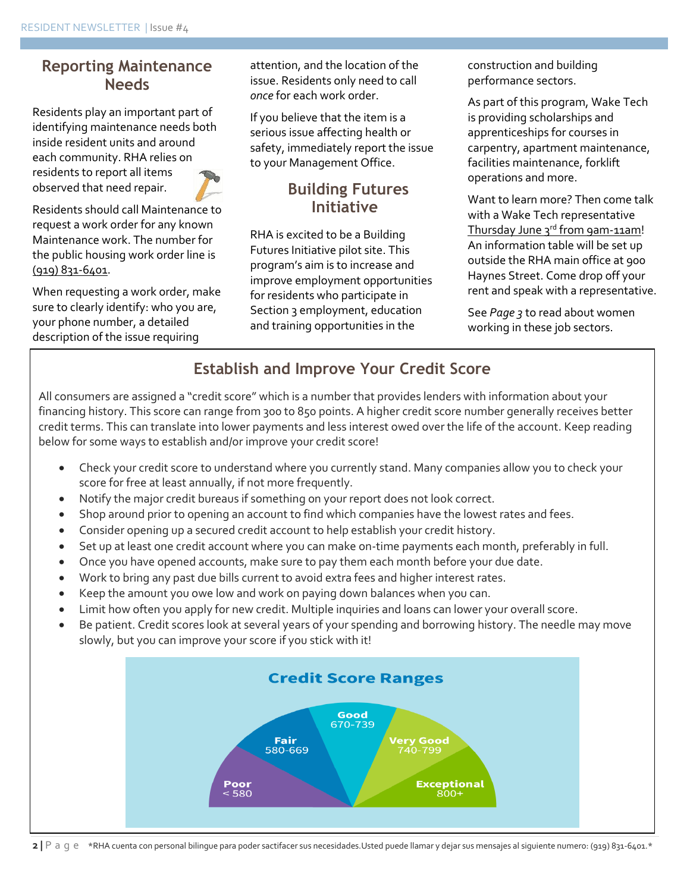## Reporting Maintenance Needs

Residents play an important part of identifying maintenance needs both inside resident units and around each community. RHA relies on residents to report all items observed that need repair.

Residents should call Maintenance to request a work order for any known Maintenance work. The number for the public housing work order line is (919) 831-6401.

When requesting a work order, make sure to clearly identify: who you are, your phone number, a detailed description of the issue requiring attention, and the location of the issue. Residents only need to call *once* for each work order.

If you believe that the item is a serious issue affecting health or safety, immediately report the issue to your Management Office.

## Building Futures Initiative

RHA is excited to be a Building Futures Initiative pilot site. This program's aim is to increase and improve employment opportunities for residents who participate in Section 3 employment, education and training opportunities in the construction and building performance sectors.

As part of this program, Wake Tech is providing scholarships and apprenticeships for courses in carpentry, apartment maintenance, facilities maintenance, forklift operations and more.

Want to learn more? Then come talk with a Wake Tech representative Thursday June 3rd from 9am-11am! An information table will be set up outside the RHA main office at 900 Haynes Street. Come drop off your rent and speak with a representative.

See *Page 3* to read about women working in these job sectors.

## Establish and Improve Your Credit Score

All consumers are assigned a "credit score" which is a number that provides lenders with information about your financing history. This score can range from 300 to 850 points. A higher credit score number generally receives better credit terms. This can translate into lower payments and less interest owed over the life of the account. Keep reading below for some ways to establish and/or improve your credit score!

- Check your credit score to understand where you currently stand. Many companies allow you to check your score for free at least annually, if not more frequently.
- Notify the major credit bureaus if something on your report does not look correct.
- Shop around prior to opening an account to find which companies have the lowest rates and fees.
- Consider opening up a secured credit account to help establish your credit history.
- Set up at least one credit account where you can make on-time payments each month, preferably in full.
- Once you have opened accounts, make sure to pay them each month before your due date.
- Work to bring any past due bills current to avoid extra fees and higher interest rates.
- Keep the amount you owe low and work on paying down balances when you can.
- Limit how often you apply for new credit. Multiple inquiries and loans can lower your overall score.
- Be patient. Credit scores look at several years of your spending and borrowing history. The needle may move slowly, but you can improve your score if you stick with it!

**Credit Score Ranges**

- Poor < 580
- Fair 580-669
- Good 670-739
- Very Good 740-799
- Exceptional 800+

*RHA cuenta con personal bilingue para poder sactifacer sus necesidades.Usted puede llamar y dejar sus mensajes al siguiente numero: (919) 831-6401.*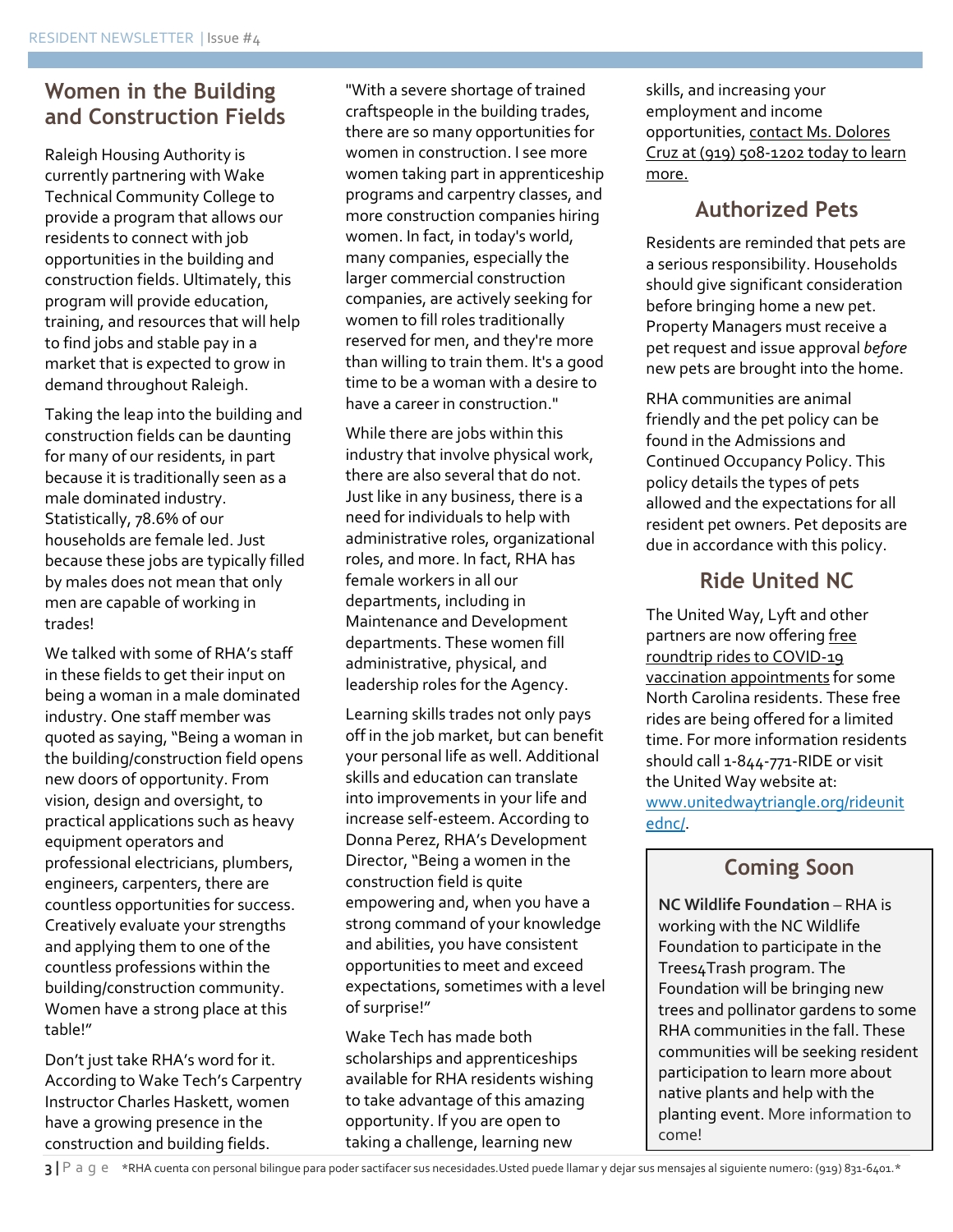## Women in the Building and Construction Fields

Raleigh Housing Authority is currently partnering with Wake Technical Community College to provide a program that allows our residents to connect with job opportunities in the building and construction fields. Ultimately, this program will provide education, training, and resources that will help to find jobs and stable pay in a market that is expected to grow in demand throughout Raleigh.

Taking the leap into the building and construction fields can be daunting for many of our residents, in part because it is traditionally seen as a male dominated industry. Statistically, 78.6% of our households are female led. Just because these jobs are typically filled by males does not mean that only men are capable of working in trades!

We talked with some of RHA's staff in these fields to get their input on being a woman in a male dominated industry. One staff member was quoted as saying, "Being a woman in the building/construction field opens new doors of opportunity. From vision, design and oversight, to practical applications such as heavy equipment operators and professional electricians, plumbers, engineers, carpenters, there are countless opportunities for success. Creatively evaluate your strengths and applying them to one of the countless professions within the building/construction community. Women have a strong place at this table!"

Don't just take RHA's word for it. According to Wake Tech's Carpentry Instructor Charles Haskett, women have a growing presence in the construction and building fields. "With a severe shortage of trained craftspeople in the building trades, there are so many opportunities for women in construction. I see more women taking part in apprenticeship programs and carpentry classes, and more construction companies hiring women. In fact, in today's world, many companies, especially the larger commercial construction companies, are actively seeking for women to fill roles traditionally reserved for men, and they're more than willing to train them. It's a good time to be a woman with a desire to have a career in construction."

While there are jobs within this industry that involve physical work, there are also several that do not. Just like in any business, there is a need for individuals to help with administrative roles, organizational roles, and more. In fact, RHA has female workers in all our departments, including in Maintenance and Development departments. These women fill administrative, physical, and leadership roles for the Agency.

Learning skills trades not only pays off in the job market, but can benefit your personal life as well. Additional skills and education can translate into improvements in your life and increase self-esteem. According to Donna Perez, RHA's Development Director, "Being a women in the construction field is quite empowering and, when you have a strong command of your knowledge and abilities, you have consistent opportunities to meet and exceed expectations, sometimes with a level of surprise!"

Wake Tech has made both scholarships and apprenticeships available for RHA residents wishing to take advantage of this amazing opportunity. If you are open to taking a challenge, learning new skills, and increasing your employment and income opportunities, contact Ms. Dolores Cruz at (919) 508-1202 today to learn more.

## Authorized Pets

Residents are reminded that pets are a serious responsibility. Households should give significant consideration before bringing home a new pet. Property Managers must receive a pet request and issue approval *before* new pets are brought into the home.

RHA communities are animal friendly and the pet policy can be found in the Admissions and Continued Occupancy Policy. This policy details the types of pets allowed and the expectations for all resident pet owners. Pet deposits are due in accordance with this policy.

## Ride United NC

The United Way, Lyft and other partners are now offering free roundtrip rides to COVID-19 vaccination appointments for some North Carolina residents. These free rides are being offered for a limited time. For more information residents should call 1-844-771-RIDE or visit the United Way website at: www.unitedwaytriangle.org/rideunitednc/.

## Coming Soon

**NC Wildlife Foundation** – RHA is working with the NC Wildlife Foundation to participate in the Trees4Trash program. The Foundation will be bringing new trees and pollinator gardens to some RHA communities in the fall. These communities will be seeking resident participation to learn more about native plants and help with the planting event. More information to come!

*RHA cuenta con personal bilingue para poder sactifacer sus necesidades.Usted puede llamar y dejar sus mensajes al siguiente numero: (919) 831-6401.*